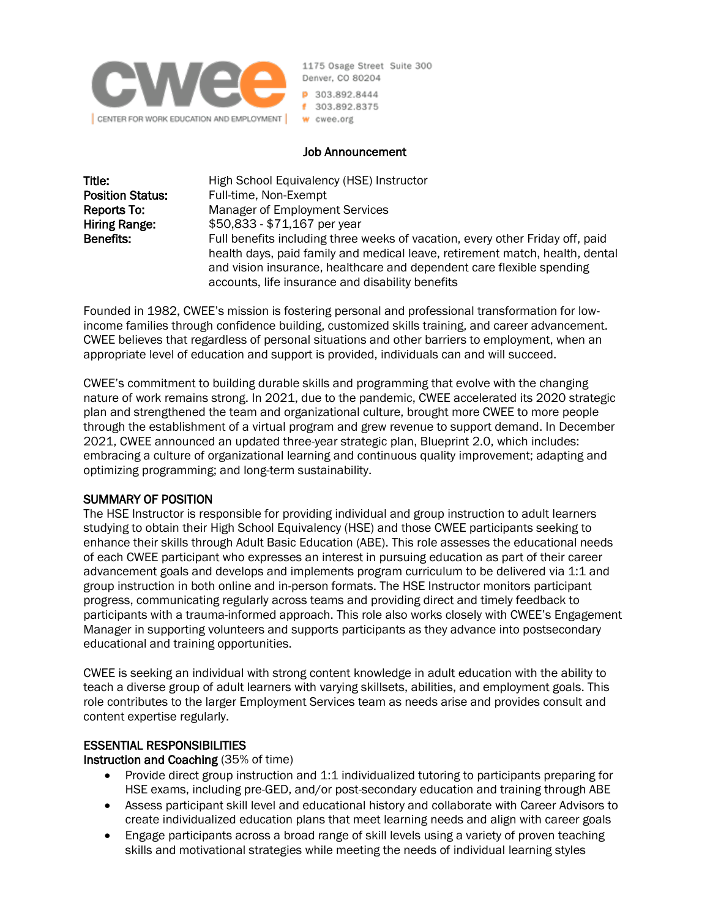CWEE
CENTER FOR WORK EDUCATION AND EMPLOYMENT

1175 Osage Street Suite 300
Denver, CO 80204
p 303.892.8444
f 303.892.8375
w cwee.org

## Job Announcement

| | |
|---|---|
| **Title:** | High School Equivalency (HSE) Instructor |
| **Position Status:** | Full-time, Non-Exempt |
| **Reports To:** | Manager of Employment Services |
| **Hiring Range:** | $50,833 - $71,167 per year |
| **Benefits:** | Full benefits including three weeks of vacation, every other Friday off, paid health days, paid family and medical leave, retirement match, health, dental and vision insurance, healthcare and dependent care flexible spending accounts, life insurance and disability benefits |

Founded in 1982, CWEE's mission is fostering personal and professional transformation for low-income families through confidence building, customized skills training, and career advancement. CWEE believes that regardless of personal situations and other barriers to employment, when an appropriate level of education and support is provided, individuals can and will succeed.

CWEE's commitment to building durable skills and programming that evolve with the changing nature of work remains strong. In 2021, due to the pandemic, CWEE accelerated its 2020 strategic plan and strengthened the team and organizational culture, brought more CWEE to more people through the establishment of a virtual program and grew revenue to support demand. In December 2021, CWEE announced an updated three-year strategic plan, Blueprint 2.0, which includes: embracing a culture of organizational learning and continuous quality improvement; adapting and optimizing programming; and long-term sustainability.

### SUMMARY OF POSITION

The HSE Instructor is responsible for providing individual and group instruction to adult learners studying to obtain their High School Equivalency (HSE) and those CWEE participants seeking to enhance their skills through Adult Basic Education (ABE). This role assesses the educational needs of each CWEE participant who expresses an interest in pursuing education as part of their career advancement goals and develops and implements program curriculum to be delivered via 1:1 and group instruction in both online and in-person formats. The HSE Instructor monitors participant progress, communicating regularly across teams and providing direct and timely feedback to participants with a trauma-informed approach. This role also works closely with CWEE's Engagement Manager in supporting volunteers and supports participants as they advance into postsecondary educational and training opportunities.

CWEE is seeking an individual with strong content knowledge in adult education with the ability to teach a diverse group of adult learners with varying skillsets, abilities, and employment goals. This role contributes to the larger Employment Services team as needs arise and provides consult and content expertise regularly.

### ESSENTIAL RESPONSIBILITIES

**Instruction and Coaching** (35% of time)

- Provide direct group instruction and 1:1 individualized tutoring to participants preparing for HSE exams, including pre-GED, and/or post-secondary education and training through ABE
- Assess participant skill level and educational history and collaborate with Career Advisors to create individualized education plans that meet learning needs and align with career goals
- Engage participants across a broad range of skill levels using a variety of proven teaching skills and motivational strategies while meeting the needs of individual learning styles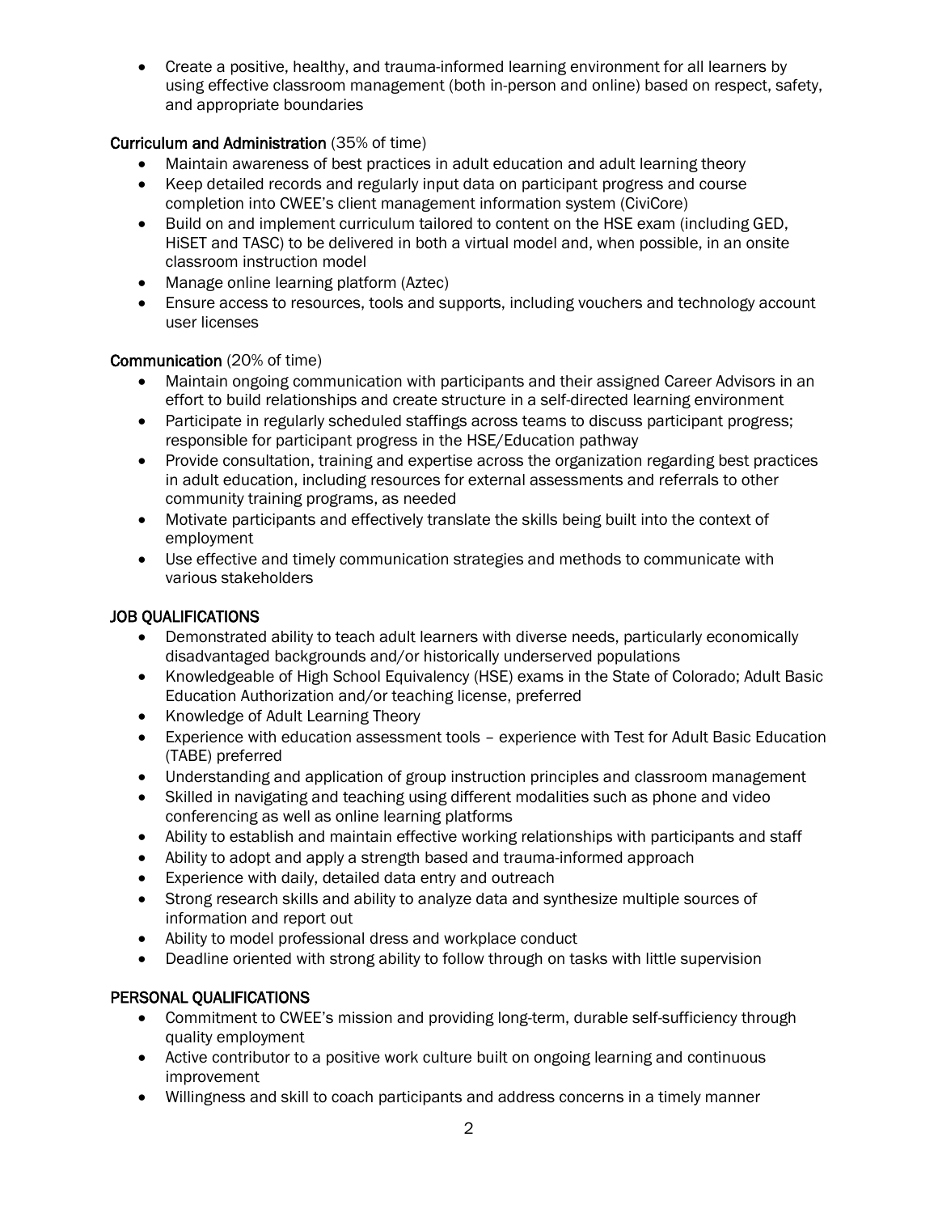- Create a positive, healthy, and trauma-informed learning environment for all learners by using effective classroom management (both in-person and online) based on respect, safety, and appropriate boundaries

**Curriculum and Administration** (35% of time)

- Maintain awareness of best practices in adult education and adult learning theory
- Keep detailed records and regularly input data on participant progress and course completion into CWEE's client management information system (CiviCore)
- Build on and implement curriculum tailored to content on the HSE exam (including GED, HiSET and TASC) to be delivered in both a virtual model and, when possible, in an onsite classroom instruction model
- Manage online learning platform (Aztec)
- Ensure access to resources, tools and supports, including vouchers and technology account user licenses

**Communication** (20% of time)

- Maintain ongoing communication with participants and their assigned Career Advisors in an effort to build relationships and create structure in a self-directed learning environment
- Participate in regularly scheduled staffings across teams to discuss participant progress; responsible for participant progress in the HSE/Education pathway
- Provide consultation, training and expertise across the organization regarding best practices in adult education, including resources for external assessments and referrals to other community training programs, as needed
- Motivate participants and effectively translate the skills being built into the context of employment
- Use effective and timely communication strategies and methods to communicate with various stakeholders

## JOB QUALIFICATIONS

- Demonstrated ability to teach adult learners with diverse needs, particularly economically disadvantaged backgrounds and/or historically underserved populations
- Knowledgeable of High School Equivalency (HSE) exams in the State of Colorado; Adult Basic Education Authorization and/or teaching license, preferred
- Knowledge of Adult Learning Theory
- Experience with education assessment tools – experience with Test for Adult Basic Education (TABE) preferred
- Understanding and application of group instruction principles and classroom management
- Skilled in navigating and teaching using different modalities such as phone and video conferencing as well as online learning platforms
- Ability to establish and maintain effective working relationships with participants and staff
- Ability to adopt and apply a strength based and trauma-informed approach
- Experience with daily, detailed data entry and outreach
- Strong research skills and ability to analyze data and synthesize multiple sources of information and report out
- Ability to model professional dress and workplace conduct
- Deadline oriented with strong ability to follow through on tasks with little supervision

## PERSONAL QUALIFICATIONS

- Commitment to CWEE's mission and providing long-term, durable self-sufficiency through quality employment
- Active contributor to a positive work culture built on ongoing learning and continuous improvement
- Willingness and skill to coach participants and address concerns in a timely manner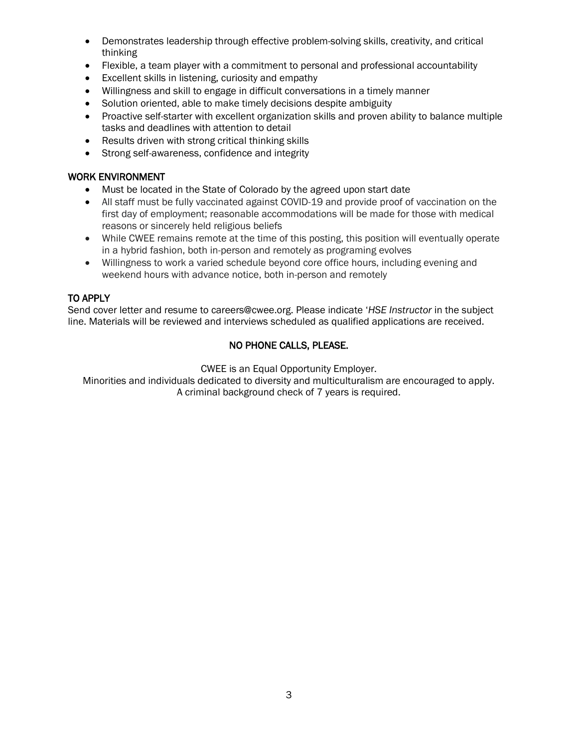- Demonstrates leadership through effective problem-solving skills, creativity, and critical thinking
- Flexible, a team player with a commitment to personal and professional accountability
- Excellent skills in listening, curiosity and empathy
- Willingness and skill to engage in difficult conversations in a timely manner
- Solution oriented, able to make timely decisions despite ambiguity
- Proactive self-starter with excellent organization skills and proven ability to balance multiple tasks and deadlines with attention to detail
- Results driven with strong critical thinking skills
- Strong self-awareness, confidence and integrity

## WORK ENVIRONMENT

- Must be located in the State of Colorado by the agreed upon start date
- All staff must be fully vaccinated against COVID-19 and provide proof of vaccination on the first day of employment; reasonable accommodations will be made for those with medical reasons or sincerely held religious beliefs
- While CWEE remains remote at the time of this posting, this position will eventually operate in a hybrid fashion, both in-person and remotely as programing evolves
- Willingness to work a varied schedule beyond core office hours, including evening and weekend hours with advance notice, both in-person and remotely

## TO APPLY

Send cover letter and resume to careers@cwee.org. Please indicate '*HSE Instructor* in the subject line. Materials will be reviewed and interviews scheduled as qualified applications are received.

**NO PHONE CALLS, PLEASE.**

CWEE is an Equal Opportunity Employer.
Minorities and individuals dedicated to diversity and multiculturalism are encouraged to apply.
A criminal background check of 7 years is required.